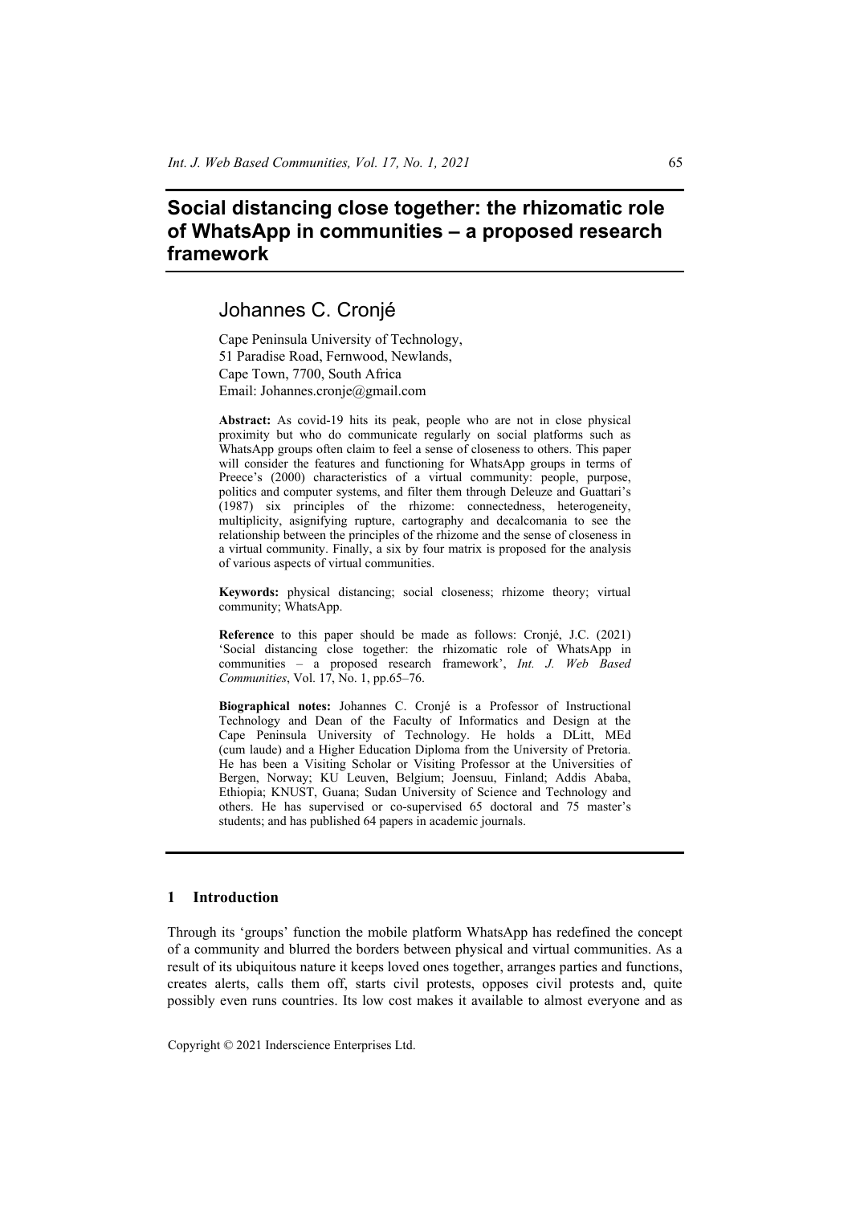# Social distancing close together: the rhizomatic role of WhatsApp in communities – a proposed research framework

## Johannes C. Cronjé

Cape Peninsula University of Technology,
51 Paradise Road, Fernwood, Newlands,
Cape Town, 7700, South Africa
Email: Johannes.cronje@gmail.com

**Abstract:** As covid-19 hits its peak, people who are not in close physical proximity but who do communicate regularly on social platforms such as WhatsApp groups often claim to feel a sense of closeness to others. This paper will consider the features and functioning for WhatsApp groups in terms of Preece's (2000) characteristics of a virtual community: people, purpose, politics and computer systems, and filter them through Deleuze and Guattari's (1987) six principles of the rhizome: connectedness, heterogeneity, multiplicity, asignifying rupture, cartography and decalcomania to see the relationship between the principles of the rhizome and the sense of closeness in a virtual community. Finally, a six by four matrix is proposed for the analysis of various aspects of virtual communities.

**Keywords:** physical distancing; social closeness; rhizome theory; virtual community; WhatsApp.

**Reference** to this paper should be made as follows: Cronjé, J.C. (2021) 'Social distancing close together: the rhizomatic role of WhatsApp in communities – a proposed research framework', *Int. J. Web Based Communities*, Vol. 17, No. 1, pp.65–76.

**Biographical notes:** Johannes C. Cronjé is a Professor of Instructional Technology and Dean of the Faculty of Informatics and Design at the Cape Peninsula University of Technology. He holds a DLitt, MEd (cum laude) and a Higher Education Diploma from the University of Pretoria. He has been a Visiting Scholar or Visiting Professor at the Universities of Bergen, Norway; KU Leuven, Belgium; Joensuu, Finland; Addis Ababa, Ethiopia; KNUST, Guana; Sudan University of Science and Technology and others. He has supervised or co-supervised 65 doctoral and 75 master's students; and has published 64 papers in academic journals.

## 1 Introduction

Through its 'groups' function the mobile platform WhatsApp has redefined the concept of a community and blurred the borders between physical and virtual communities. As a result of its ubiquitous nature it keeps loved ones together, arranges parties and functions, creates alerts, calls them off, starts civil protests, opposes civil protests and, quite possibly even runs countries. Its low cost makes it available to almost everyone and as

Copyright © 2021 Inderscience Enterprises Ltd.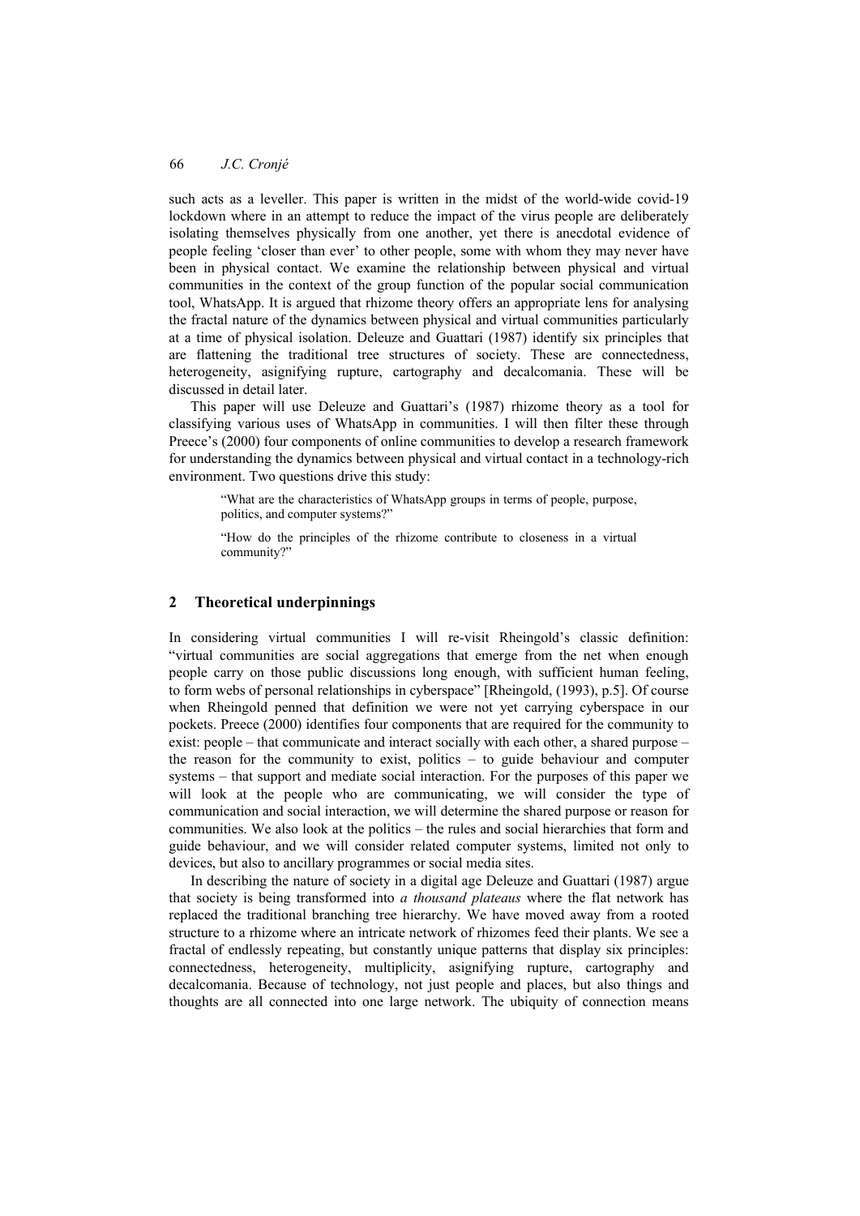such acts as a leveller. This paper is written in the midst of the world-wide covid-19 lockdown where in an attempt to reduce the impact of the virus people are deliberately isolating themselves physically from one another, yet there is anecdotal evidence of people feeling 'closer than ever' to other people, some with whom they may never have been in physical contact. We examine the relationship between physical and virtual communities in the context of the group function of the popular social communication tool, WhatsApp. It is argued that rhizome theory offers an appropriate lens for analysing the fractal nature of the dynamics between physical and virtual communities particularly at a time of physical isolation. Deleuze and Guattari (1987) identify six principles that are flattening the traditional tree structures of society. These are connectedness, heterogeneity, asignifying rupture, cartography and decalcomania. These will be discussed in detail later.

This paper will use Deleuze and Guattari's (1987) rhizome theory as a tool for classifying various uses of WhatsApp in communities. I will then filter these through Preece's (2000) four components of online communities to develop a research framework for understanding the dynamics between physical and virtual contact in a technology-rich environment. Two questions drive this study:

> "What are the characteristics of WhatsApp groups in terms of people, purpose, politics, and computer systems?"
>
> "How do the principles of the rhizome contribute to closeness in a virtual community?"

## 2 Theoretical underpinnings

In considering virtual communities I will re-visit Rheingold's classic definition: "virtual communities are social aggregations that emerge from the net when enough people carry on those public discussions long enough, with sufficient human feeling, to form webs of personal relationships in cyberspace" [Rheingold, (1993), p.5]. Of course when Rheingold penned that definition we were not yet carrying cyberspace in our pockets. Preece (2000) identifies four components that are required for the community to exist: people – that communicate and interact socially with each other, a shared purpose – the reason for the community to exist, politics – to guide behaviour and computer systems – that support and mediate social interaction. For the purposes of this paper we will look at the people who are communicating, we will consider the type of communication and social interaction, we will determine the shared purpose or reason for communities. We also look at the politics – the rules and social hierarchies that form and guide behaviour, and we will consider related computer systems, limited not only to devices, but also to ancillary programmes or social media sites.

In describing the nature of society in a digital age Deleuze and Guattari (1987) argue that society is being transformed into *a thousand plateaus* where the flat network has replaced the traditional branching tree hierarchy. We have moved away from a rooted structure to a rhizome where an intricate network of rhizomes feed their plants. We see a fractal of endlessly repeating, but constantly unique patterns that display six principles: connectedness, heterogeneity, multiplicity, asignifying rupture, cartography and decalcomania. Because of technology, not just people and places, but also things and thoughts are all connected into one large network. The ubiquity of connection means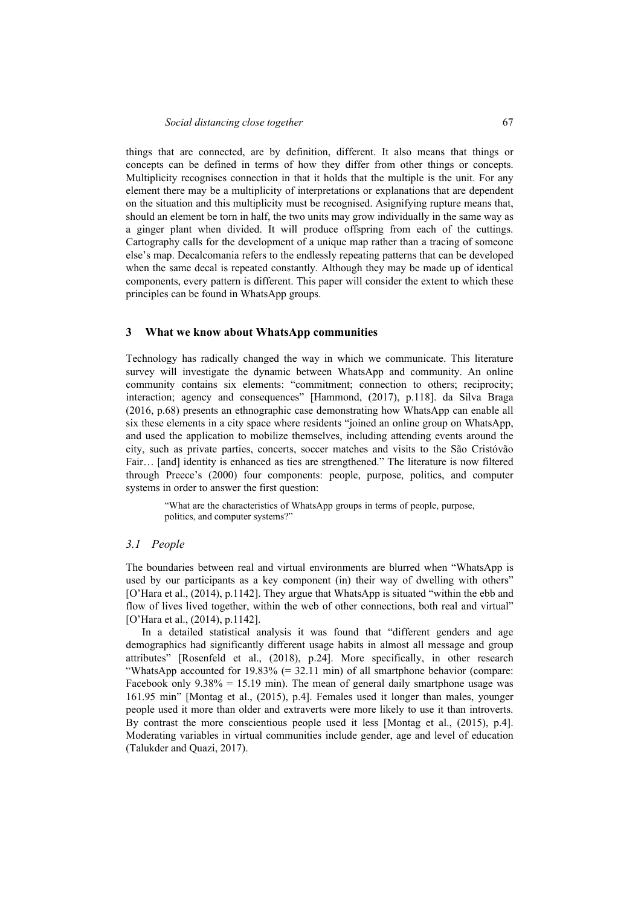things that are connected, are by definition, different. It also means that things or concepts can be defined in terms of how they differ from other things or concepts. Multiplicity recognises connection in that it holds that the multiple is the unit. For any element there may be a multiplicity of interpretations or explanations that are dependent on the situation and this multiplicity must be recognised. Asignifying rupture means that, should an element be torn in half, the two units may grow individually in the same way as a ginger plant when divided. It will produce offspring from each of the cuttings. Cartography calls for the development of a unique map rather than a tracing of someone else's map. Decalcomania refers to the endlessly repeating patterns that can be developed when the same decal is repeated constantly. Although they may be made up of identical components, every pattern is different. This paper will consider the extent to which these principles can be found in WhatsApp groups.

## 3 What we know about WhatsApp communities

Technology has radically changed the way in which we communicate. This literature survey will investigate the dynamic between WhatsApp and community. An online community contains six elements: "commitment; connection to others; reciprocity; interaction; agency and consequences" [Hammond, (2017), p.118]. da Silva Braga (2016, p.68) presents an ethnographic case demonstrating how WhatsApp can enable all six these elements in a city space where residents "joined an online group on WhatsApp, and used the application to mobilize themselves, including attending events around the city, such as private parties, concerts, soccer matches and visits to the São Cristóvão Fair… [and] identity is enhanced as ties are strengthened." The literature is now filtered through Preece's (2000) four components: people, purpose, politics, and computer systems in order to answer the first question:

> "What are the characteristics of WhatsApp groups in terms of people, purpose, politics, and computer systems?"

### *3.1 People*

The boundaries between real and virtual environments are blurred when "WhatsApp is used by our participants as a key component (in) their way of dwelling with others" [O'Hara et al., (2014), p.1142]. They argue that WhatsApp is situated "within the ebb and flow of lives lived together, within the web of other connections, both real and virtual" [O'Hara et al., (2014), p.1142].

In a detailed statistical analysis it was found that "different genders and age demographics had significantly different usage habits in almost all message and group attributes" [Rosenfeld et al., (2018), p.24]. More specifically, in other research "WhatsApp accounted for 19.83% (= 32.11 min) of all smartphone behavior (compare: Facebook only 9.38% = 15.19 min). The mean of general daily smartphone usage was 161.95 min" [Montag et al., (2015), p.4]. Females used it longer than males, younger people used it more than older and extraverts were more likely to use it than introverts. By contrast the more conscientious people used it less [Montag et al., (2015), p.4]. Moderating variables in virtual communities include gender, age and level of education (Talukder and Quazi, 2017).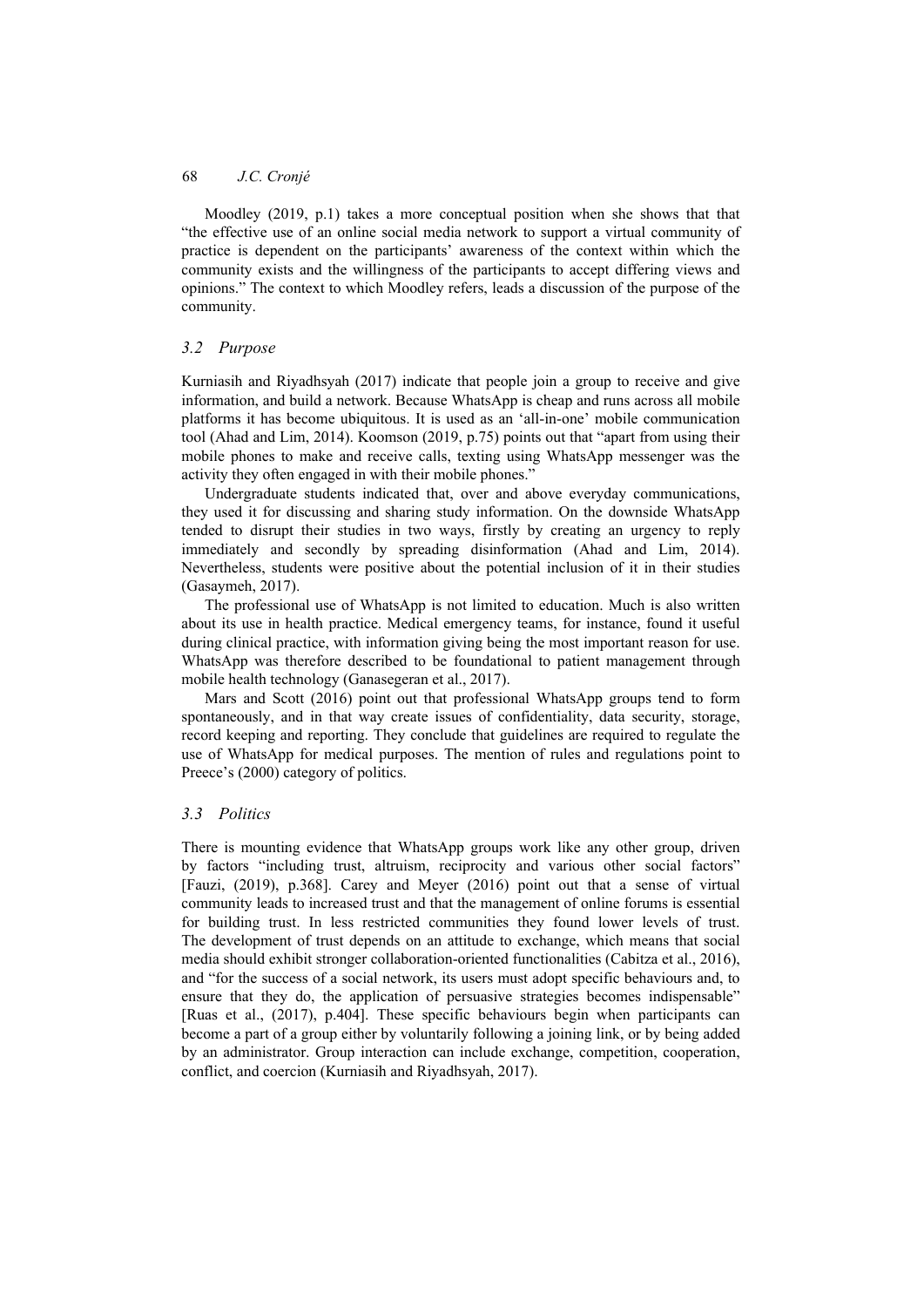Moodley (2019, p.1) takes a more conceptual position when she shows that that "the effective use of an online social media network to support a virtual community of practice is dependent on the participants' awareness of the context within which the community exists and the willingness of the participants to accept differing views and opinions." The context to which Moodley refers, leads a discussion of the purpose of the community.

### 3.2 Purpose

Kurniasih and Riyadhsyah (2017) indicate that people join a group to receive and give information, and build a network. Because WhatsApp is cheap and runs across all mobile platforms it has become ubiquitous. It is used as an 'all-in-one' mobile communication tool (Ahad and Lim, 2014). Koomson (2019, p.75) points out that "apart from using their mobile phones to make and receive calls, texting using WhatsApp messenger was the activity they often engaged in with their mobile phones."

Undergraduate students indicated that, over and above everyday communications, they used it for discussing and sharing study information. On the downside WhatsApp tended to disrupt their studies in two ways, firstly by creating an urgency to reply immediately and secondly by spreading disinformation (Ahad and Lim, 2014). Nevertheless, students were positive about the potential inclusion of it in their studies (Gasaymeh, 2017).

The professional use of WhatsApp is not limited to education. Much is also written about its use in health practice. Medical emergency teams, for instance, found it useful during clinical practice, with information giving being the most important reason for use. WhatsApp was therefore described to be foundational to patient management through mobile health technology (Ganasegeran et al., 2017).

Mars and Scott (2016) point out that professional WhatsApp groups tend to form spontaneously, and in that way create issues of confidentiality, data security, storage, record keeping and reporting. They conclude that guidelines are required to regulate the use of WhatsApp for medical purposes. The mention of rules and regulations point to Preece's (2000) category of politics.

### 3.3 Politics

There is mounting evidence that WhatsApp groups work like any other group, driven by factors "including trust, altruism, reciprocity and various other social factors" [Fauzi, (2019), p.368]. Carey and Meyer (2016) point out that a sense of virtual community leads to increased trust and that the management of online forums is essential for building trust. In less restricted communities they found lower levels of trust. The development of trust depends on an attitude to exchange, which means that social media should exhibit stronger collaboration-oriented functionalities (Cabitza et al., 2016), and "for the success of a social network, its users must adopt specific behaviours and, to ensure that they do, the application of persuasive strategies becomes indispensable" [Ruas et al., (2017), p.404]. These specific behaviours begin when participants can become a part of a group either by voluntarily following a joining link, or by being added by an administrator. Group interaction can include exchange, competition, cooperation, conflict, and coercion (Kurniasih and Riyadhsyah, 2017).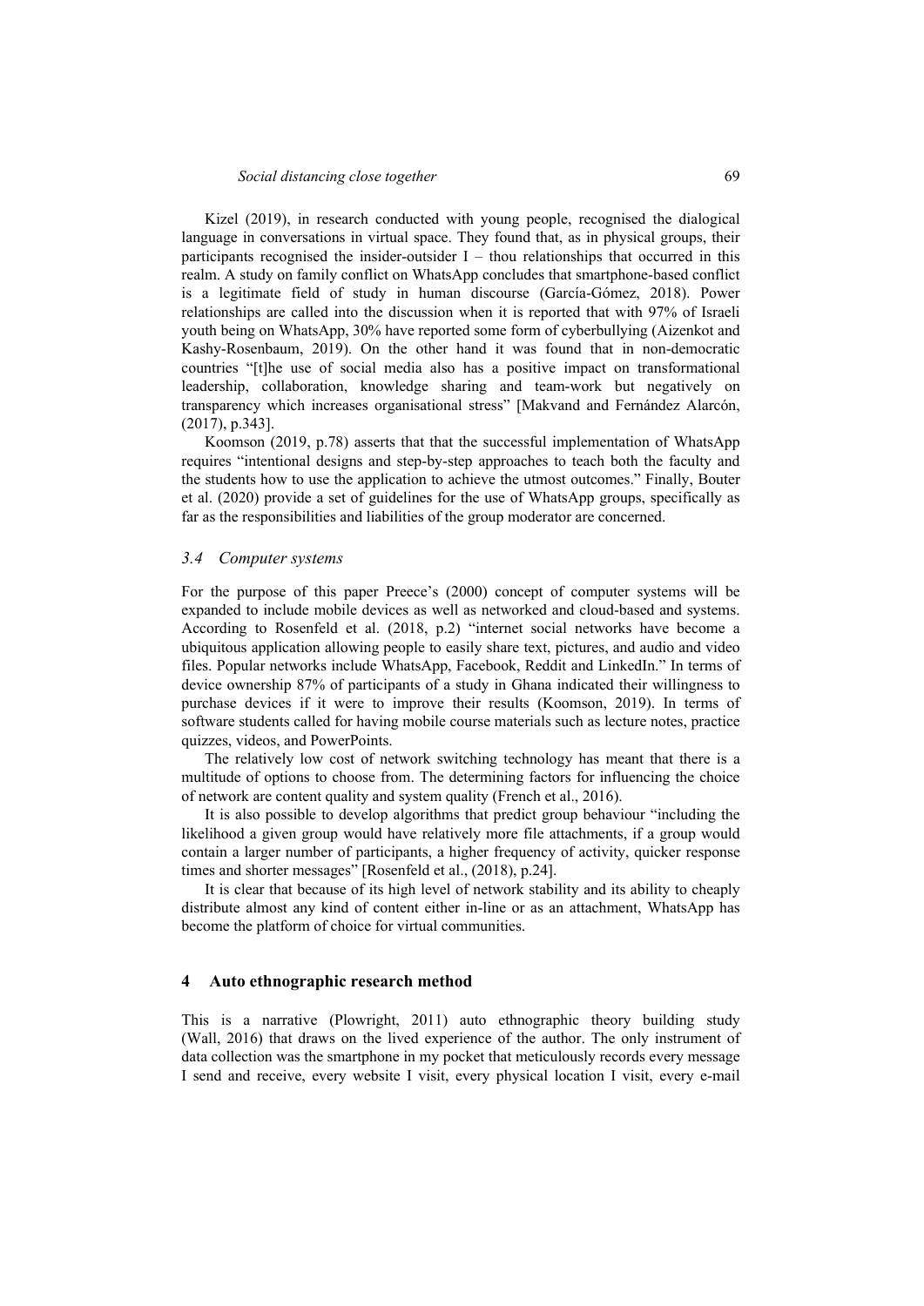Kizel (2019), in research conducted with young people, recognised the dialogical language in conversations in virtual space. They found that, as in physical groups, their participants recognised the insider-outsider I – thou relationships that occurred in this realm. A study on family conflict on WhatsApp concludes that smartphone-based conflict is a legitimate field of study in human discourse (García-Gómez, 2018). Power relationships are called into the discussion when it is reported that with 97% of Israeli youth being on WhatsApp, 30% have reported some form of cyberbullying (Aizenkot and Kashy-Rosenbaum, 2019). On the other hand it was found that in non-democratic countries "[t]he use of social media also has a positive impact on transformational leadership, collaboration, knowledge sharing and team-work but negatively on transparency which increases organisational stress" [Makvand and Fernández Alarcón, (2017), p.343].

Koomson (2019, p.78) asserts that that the successful implementation of WhatsApp requires "intentional designs and step-by-step approaches to teach both the faculty and the students how to use the application to achieve the utmost outcomes." Finally, Bouter et al. (2020) provide a set of guidelines for the use of WhatsApp groups, specifically as far as the responsibilities and liabilities of the group moderator are concerned.

### 3.4 Computer systems

For the purpose of this paper Preece's (2000) concept of computer systems will be expanded to include mobile devices as well as networked and cloud-based and systems. According to Rosenfeld et al. (2018, p.2) "internet social networks have become a ubiquitous application allowing people to easily share text, pictures, and audio and video files. Popular networks include WhatsApp, Facebook, Reddit and LinkedIn." In terms of device ownership 87% of participants of a study in Ghana indicated their willingness to purchase devices if it were to improve their results (Koomson, 2019). In terms of software students called for having mobile course materials such as lecture notes, practice quizzes, videos, and PowerPoints.

The relatively low cost of network switching technology has meant that there is a multitude of options to choose from. The determining factors for influencing the choice of network are content quality and system quality (French et al., 2016).

It is also possible to develop algorithms that predict group behaviour "including the likelihood a given group would have relatively more file attachments, if a group would contain a larger number of participants, a higher frequency of activity, quicker response times and shorter messages" [Rosenfeld et al., (2018), p.24].

It is clear that because of its high level of network stability and its ability to cheaply distribute almost any kind of content either in-line or as an attachment, WhatsApp has become the platform of choice for virtual communities.

## 4 Auto ethnographic research method

This is a narrative (Plowright, 2011) auto ethnographic theory building study (Wall, 2016) that draws on the lived experience of the author. The only instrument of data collection was the smartphone in my pocket that meticulously records every message I send and receive, every website I visit, every physical location I visit, every e-mail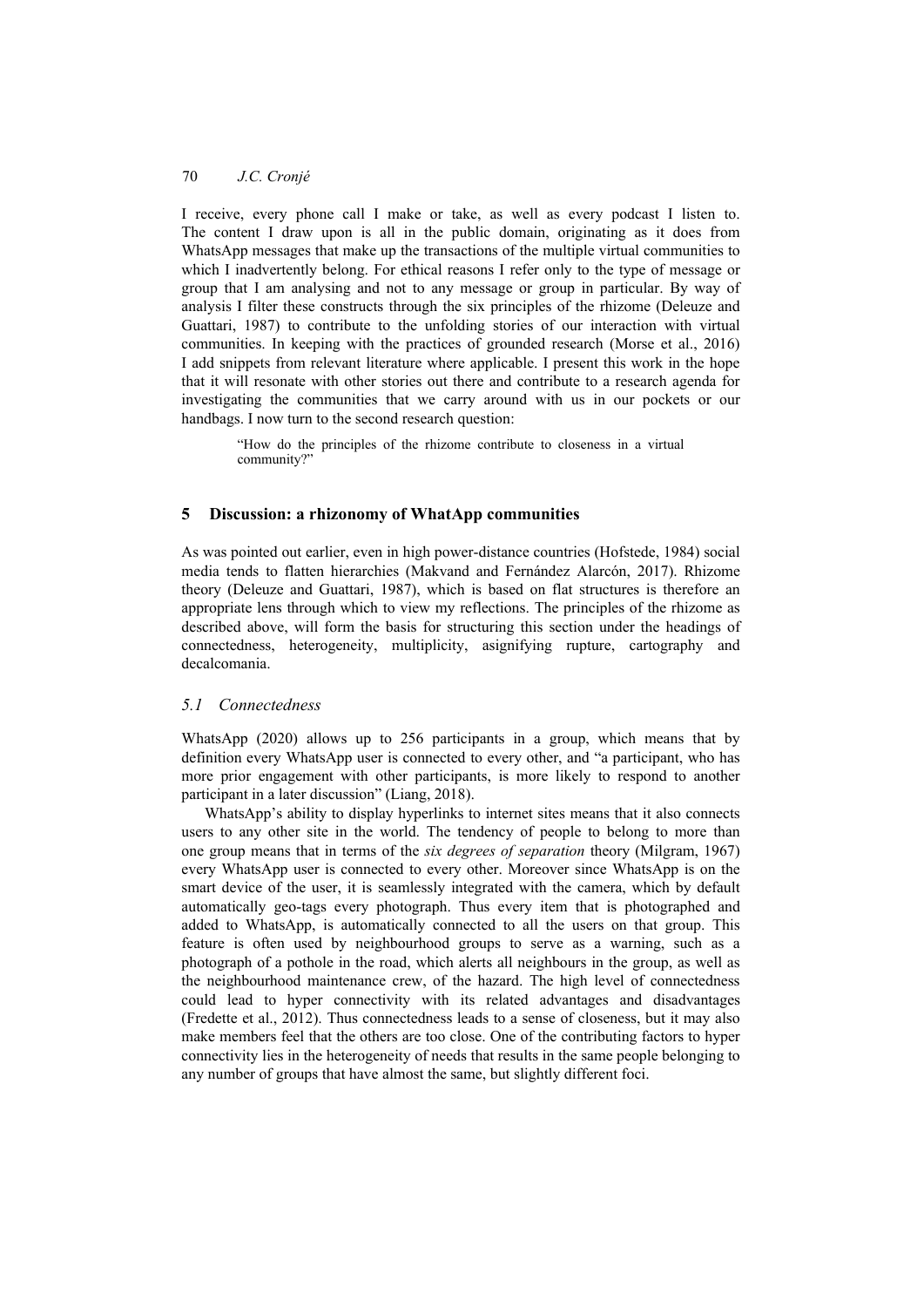I receive, every phone call I make or take, as well as every podcast I listen to. The content I draw upon is all in the public domain, originating as it does from WhatsApp messages that make up the transactions of the multiple virtual communities to which I inadvertently belong. For ethical reasons I refer only to the type of message or group that I am analysing and not to any message or group in particular. By way of analysis I filter these constructs through the six principles of the rhizome (Deleuze and Guattari, 1987) to contribute to the unfolding stories of our interaction with virtual communities. In keeping with the practices of grounded research (Morse et al., 2016) I add snippets from relevant literature where applicable. I present this work in the hope that it will resonate with other stories out there and contribute to a research agenda for investigating the communities that we carry around with us in our pockets or our handbags. I now turn to the second research question:

> "How do the principles of the rhizome contribute to closeness in a virtual community?"

## 5 Discussion: a rhizonomy of WhatApp communities

As was pointed out earlier, even in high power-distance countries (Hofstede, 1984) social media tends to flatten hierarchies (Makvand and Fernández Alarcón, 2017). Rhizome theory (Deleuze and Guattari, 1987), which is based on flat structures is therefore an appropriate lens through which to view my reflections. The principles of the rhizome as described above, will form the basis for structuring this section under the headings of connectedness, heterogeneity, multiplicity, asignifying rupture, cartography and decalcomania.

### 5.1 Connectedness

WhatsApp (2020) allows up to 256 participants in a group, which means that by definition every WhatsApp user is connected to every other, and "a participant, who has more prior engagement with other participants, is more likely to respond to another participant in a later discussion" (Liang, 2018).

WhatsApp's ability to display hyperlinks to internet sites means that it also connects users to any other site in the world. The tendency of people to belong to more than one group means that in terms of the *six degrees of separation* theory (Milgram, 1967) every WhatsApp user is connected to every other. Moreover since WhatsApp is on the smart device of the user, it is seamlessly integrated with the camera, which by default automatically geo-tags every photograph. Thus every item that is photographed and added to WhatsApp, is automatically connected to all the users on that group. This feature is often used by neighbourhood groups to serve as a warning, such as a photograph of a pothole in the road, which alerts all neighbours in the group, as well as the neighbourhood maintenance crew, of the hazard. The high level of connectedness could lead to hyper connectivity with its related advantages and disadvantages (Fredette et al., 2012). Thus connectedness leads to a sense of closeness, but it may also make members feel that the others are too close. One of the contributing factors to hyper connectivity lies in the heterogeneity of needs that results in the same people belonging to any number of groups that have almost the same, but slightly different foci.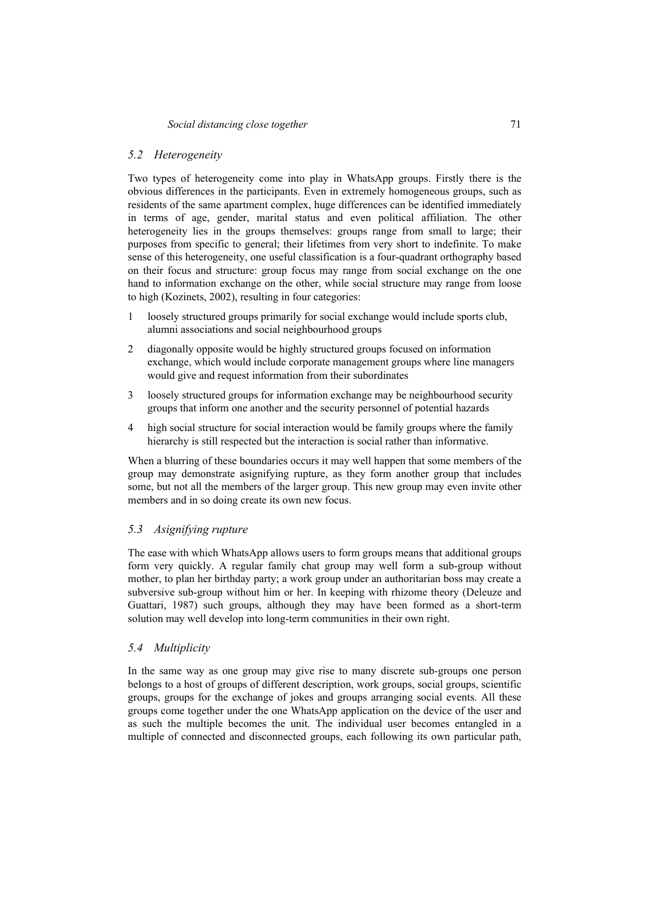### *5.2 Heterogeneity*

Two types of heterogeneity come into play in WhatsApp groups. Firstly there is the obvious differences in the participants. Even in extremely homogeneous groups, such as residents of the same apartment complex, huge differences can be identified immediately in terms of age, gender, marital status and even political affiliation. The other heterogeneity lies in the groups themselves: groups range from small to large; their purposes from specific to general; their lifetimes from very short to indefinite. To make sense of this heterogeneity, one useful classification is a four-quadrant orthography based on their focus and structure: group focus may range from social exchange on the one hand to information exchange on the other, while social structure may range from loose to high (Kozinets, 2002), resulting in four categories:

1. loosely structured groups primarily for social exchange would include sports club, alumni associations and social neighbourhood groups
2. diagonally opposite would be highly structured groups focused on information exchange, which would include corporate management groups where line managers would give and request information from their subordinates
3. loosely structured groups for information exchange may be neighbourhood security groups that inform one another and the security personnel of potential hazards
4. high social structure for social interaction would be family groups where the family hierarchy is still respected but the interaction is social rather than informative.

When a blurring of these boundaries occurs it may well happen that some members of the group may demonstrate asignifying rupture, as they form another group that includes some, but not all the members of the larger group. This new group may even invite other members and in so doing create its own new focus.

### *5.3 Asignifying rupture*

The ease with which WhatsApp allows users to form groups means that additional groups form very quickly. A regular family chat group may well form a sub-group without mother, to plan her birthday party; a work group under an authoritarian boss may create a subversive sub-group without him or her. In keeping with rhizome theory (Deleuze and Guattari, 1987) such groups, although they may have been formed as a short-term solution may well develop into long-term communities in their own right.

### *5.4 Multiplicity*

In the same way as one group may give rise to many discrete sub-groups one person belongs to a host of groups of different description, work groups, social groups, scientific groups, groups for the exchange of jokes and groups arranging social events. All these groups come together under the one WhatsApp application on the device of the user and as such the multiple becomes the unit. The individual user becomes entangled in a multiple of connected and disconnected groups, each following its own particular path,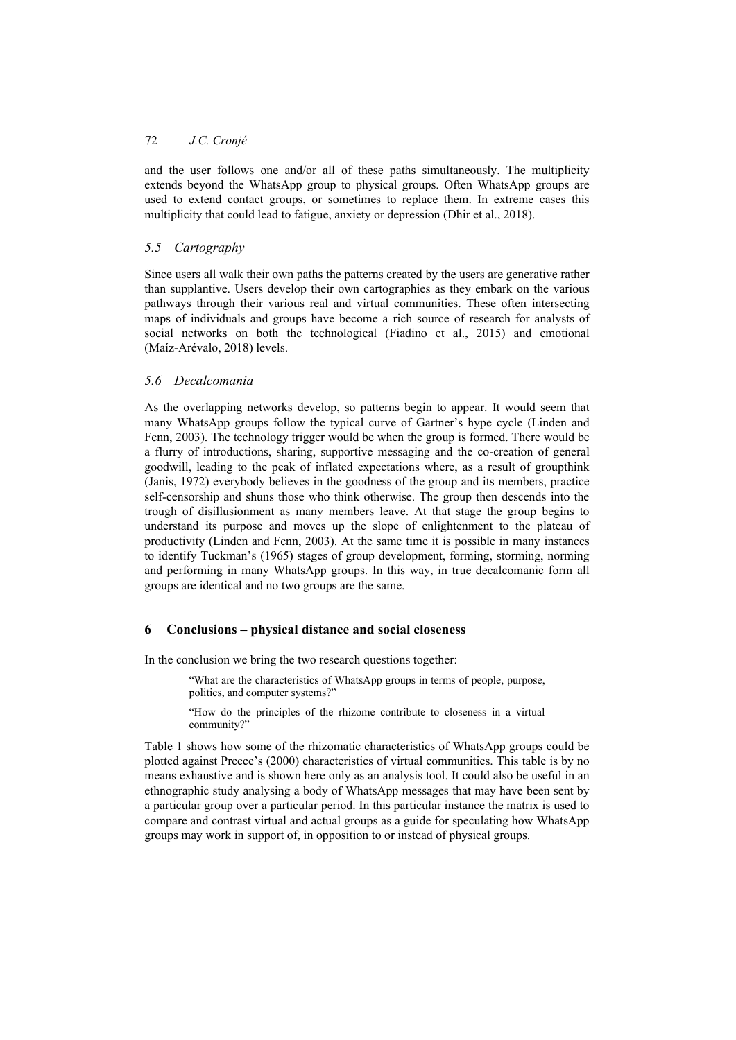and the user follows one and/or all of these paths simultaneously. The multiplicity extends beyond the WhatsApp group to physical groups. Often WhatsApp groups are used to extend contact groups, or sometimes to replace them. In extreme cases this multiplicity that could lead to fatigue, anxiety or depression (Dhir et al., 2018).

### *5.5 Cartography*

Since users all walk their own paths the patterns created by the users are generative rather than supplantive. Users develop their own cartographies as they embark on the various pathways through their various real and virtual communities. These often intersecting maps of individuals and groups have become a rich source of research for analysts of social networks on both the technological (Fiadino et al., 2015) and emotional (Maíz-Arévalo, 2018) levels.

### *5.6 Decalcomania*

As the overlapping networks develop, so patterns begin to appear. It would seem that many WhatsApp groups follow the typical curve of Gartner's hype cycle (Linden and Fenn, 2003). The technology trigger would be when the group is formed. There would be a flurry of introductions, sharing, supportive messaging and the co-creation of general goodwill, leading to the peak of inflated expectations where, as a result of groupthink (Janis, 1972) everybody believes in the goodness of the group and its members, practice self-censorship and shuns those who think otherwise. The group then descends into the trough of disillusionment as many members leave. At that stage the group begins to understand its purpose and moves up the slope of enlightenment to the plateau of productivity (Linden and Fenn, 2003). At the same time it is possible in many instances to identify Tuckman's (1965) stages of group development, forming, storming, norming and performing in many WhatsApp groups. In this way, in true decalcomanic form all groups are identical and no two groups are the same.

## 6 Conclusions – physical distance and social closeness

In the conclusion we bring the two research questions together:

> "What are the characteristics of WhatsApp groups in terms of people, purpose, politics, and computer systems?"
>
> "How do the principles of the rhizome contribute to closeness in a virtual community?"

Table 1 shows how some of the rhizomatic characteristics of WhatsApp groups could be plotted against Preece's (2000) characteristics of virtual communities. This table is by no means exhaustive and is shown here only as an analysis tool. It could also be useful in an ethnographic study analysing a body of WhatsApp messages that may have been sent by a particular group over a particular period. In this particular instance the matrix is used to compare and contrast virtual and actual groups as a guide for speculating how WhatsApp groups may work in support of, in opposition to or instead of physical groups.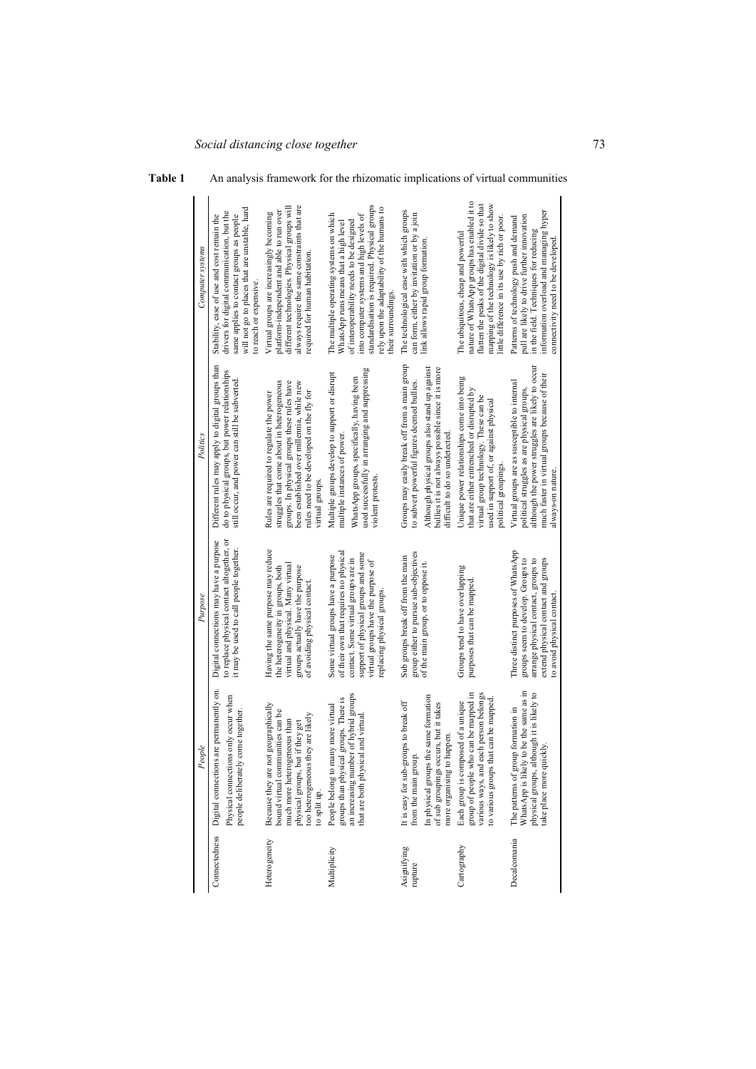**Table 1** An analysis framework for the rhizomatic implications of virtual communities

| | *People* | *Purpose* | *Politics* | *Computer systems* |
|---|---|---|---|---|
| Connectedness | Digital connections are permanently on. Physical connections only occur when people deliberately come together. | Digital connections may have a purpose to replace physical contact altogether, or it may be used to call people together. | Different rules may apply to digital groups than do to physical groups, but power relationships still occur, and power can still be subverted. | Stability, ease of use and cost remain the drivers for digital communication, but the same applies to contact groups as people will not go to places that are unstable, hard to reach or expensive. |
| Heterogeneity | Because they are not geographically bound virtual communities can be much more heterogeneous than physical groups, but if they get too heterogeneous they are likely to split up. | Having the same purpose may reduce the heterogeneity in groups, both virtual and physical. Many virtual groups actually have the purpose of avoiding physical contact. | Rules are required to regulate the power struggles that come about in heterogeneous groups. In physical groups these rules have been established over millennia, while new rules need to be developed on the fly for virtual groups. | Virtual groups are increasingly becoming platform-independent and able to run over different technologies. Physical groups will always require the same constraints that are required for human habitation. |
| Multiplicity | People belong to many more virtual groups than physical groups. There is an increasing number of hybrid groups that are both physical and virtual. | Some virtual groups have a purpose of their own that requires no physical contact. Some virtual groups are in support of physical groups and some virtual groups have the purpose of replacing physical groups. | Multiple groups develop to support or disrupt multiple instances of power. WhatsApp groups, specifically, having been used successfully in arranging and suppressing violent protests. | The multiple operating systems on which WhatsApp runs means that a high level of interoperability needs to be designed into computer systems and high levels of standardisation is required. Physical groups rely upon the adaptability of the humans to their surroundings. |
| Asignifying rupture | It is easy for sub-groups to break off from the main group. In physical groups the same formation of sub groupings occurs, but it takes more organising to happen. | Sub groups break off from the main group either to pursue sub-objectives of the main group, or to oppose it. | Groups may easily break off from a main group to subvert powerful figures deemed bullies. Although physical groups also stand up against bullies it is not always possible since it is more difficult to do so undetected. | The technological ease with which groups can form, either by invitation or by a join link allows rapid group formation. |
| Cartography | Each group is composed of a unique group of people who can be mapped in various ways, and each person belongs to various groups that can be mapped. | Groups tend to have overlapping purposes that can be mapped. | Unique power relationships come into being that are either entrenched or disrupted by virtual group technology. These can be used in support of, or against physical political groupings. | The ubiquitous, cheap and powerful nature of WhatsApp groups has enabled it to flatten the peaks of the digital divide so that mapping of the technology is likely to show little difference in its use by rich or poor. |
| Decalcomania | The patterns of group formation in WhatsApp is likely to be the same as in physical groups, although it is likely to take place more quickly. | Three distinct purposes of WhatsApp groups seem to develop. Groups to arrange physical contact, groups to extend physical contact and groups to avoid physical contact. | Virtual groups are as susceptible to internal political struggles as are physical groups, although the power struggles are likely to occur much faster in virtual groups because of their always-on nature. | Patterns of technology push and demand pull are likely to drive further innovation in the field. Techniques for reducing information overload and managing hyper connectivity need to be developed. |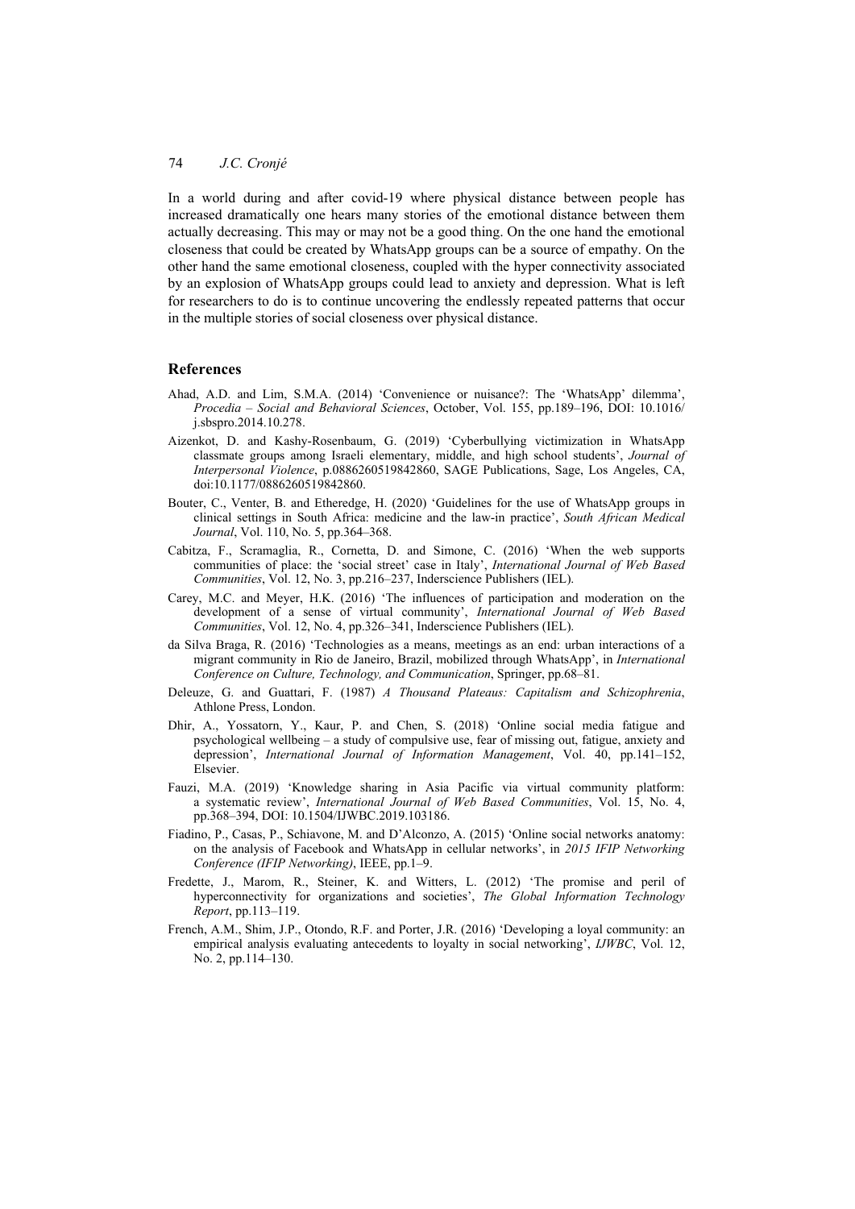In a world during and after covid-19 where physical distance between people has increased dramatically one hears many stories of the emotional distance between them actually decreasing. This may or may not be a good thing. On the one hand the emotional closeness that could be created by WhatsApp groups can be a source of empathy. On the other hand the same emotional closeness, coupled with the hyper connectivity associated by an explosion of WhatsApp groups could lead to anxiety and depression. What is left for researchers to do is to continue uncovering the endlessly repeated patterns that occur in the multiple stories of social closeness over physical distance.

## References

Ahad, A.D. and Lim, S.M.A. (2014) 'Convenience or nuisance?: The 'WhatsApp' dilemma', *Procedia – Social and Behavioral Sciences*, October, Vol. 155, pp.189–196, DOI: 10.1016/j.sbspro.2014.10.278.

Aizenkot, D. and Kashy-Rosenbaum, G. (2019) 'Cyberbullying victimization in WhatsApp classmate groups among Israeli elementary, middle, and high school students', *Journal of Interpersonal Violence*, p.0886260519842860, SAGE Publications, Sage, Los Angeles, CA, doi:10.1177/0886260519842860.

Bouter, C., Venter, B. and Etheredge, H. (2020) 'Guidelines for the use of WhatsApp groups in clinical settings in South Africa: medicine and the law-in practice', *South African Medical Journal*, Vol. 110, No. 5, pp.364–368.

Cabitza, F., Scramaglia, R., Cornetta, D. and Simone, C. (2016) 'When the web supports communities of place: the 'social street' case in Italy', *International Journal of Web Based Communities*, Vol. 12, No. 3, pp.216–237, Inderscience Publishers (IEL).

Carey, M.C. and Meyer, H.K. (2016) 'The influences of participation and moderation on the development of a sense of virtual community', *International Journal of Web Based Communities*, Vol. 12, No. 4, pp.326–341, Inderscience Publishers (IEL).

da Silva Braga, R. (2016) 'Technologies as a means, meetings as an end: urban interactions of a migrant community in Rio de Janeiro, Brazil, mobilized through WhatsApp', in *International Conference on Culture, Technology, and Communication*, Springer, pp.68–81.

Deleuze, G. and Guattari, F. (1987) *A Thousand Plateaus: Capitalism and Schizophrenia*, Athlone Press, London.

Dhir, A., Yossatorn, Y., Kaur, P. and Chen, S. (2018) 'Online social media fatigue and psychological wellbeing – a study of compulsive use, fear of missing out, fatigue, anxiety and depression', *International Journal of Information Management*, Vol. 40, pp.141–152, Elsevier.

Fauzi, M.A. (2019) 'Knowledge sharing in Asia Pacific via virtual community platform: a systematic review', *International Journal of Web Based Communities*, Vol. 15, No. 4, pp.368–394, DOI: 10.1504/IJWBC.2019.103186.

Fiadino, P., Casas, P., Schiavone, M. and D'Alconzo, A. (2015) 'Online social networks anatomy: on the analysis of Facebook and WhatsApp in cellular networks', in *2015 IFIP Networking Conference (IFIP Networking)*, IEEE, pp.1–9.

Fredette, J., Marom, R., Steiner, K. and Witters, L. (2012) 'The promise and peril of hyperconnectivity for organizations and societies', *The Global Information Technology Report*, pp.113–119.

French, A.M., Shim, J.P., Otondo, R.F. and Porter, J.R. (2016) 'Developing a loyal community: an empirical analysis evaluating antecedents to loyalty in social networking', *IJWBC*, Vol. 12, No. 2, pp.114–130.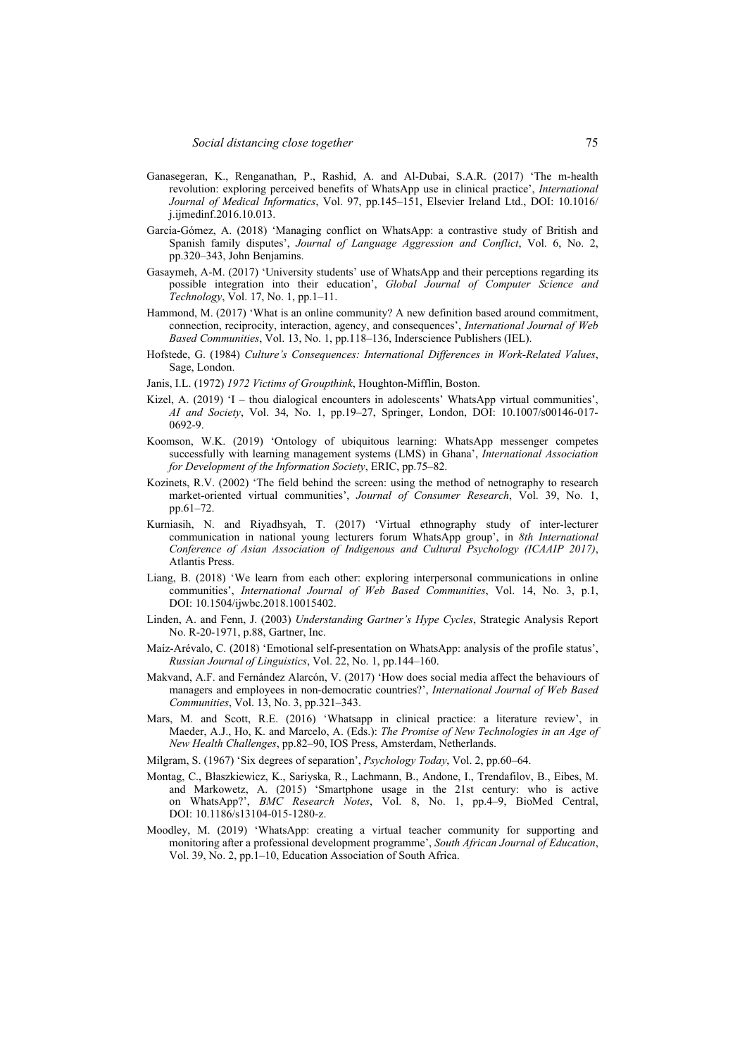Ganasegeran, K., Renganathan, P., Rashid, A. and Al-Dubai, S.A.R. (2017) 'The m-health revolution: exploring perceived benefits of WhatsApp use in clinical practice', *International Journal of Medical Informatics*, Vol. 97, pp.145–151, Elsevier Ireland Ltd., DOI: 10.1016/j.ijmedinf.2016.10.013.

García-Gómez, A. (2018) 'Managing conflict on WhatsApp: a contrastive study of British and Spanish family disputes', *Journal of Language Aggression and Conflict*, Vol. 6, No. 2, pp.320–343, John Benjamins.

Gasaymeh, A-M. (2017) 'University students' use of WhatsApp and their perceptions regarding its possible integration into their education', *Global Journal of Computer Science and Technology*, Vol. 17, No. 1, pp.1–11.

Hammond, M. (2017) 'What is an online community? A new definition based around commitment, connection, reciprocity, interaction, agency, and consequences', *International Journal of Web Based Communities*, Vol. 13, No. 1, pp.118–136, Inderscience Publishers (IEL).

Hofstede, G. (1984) *Culture's Consequences: International Differences in Work-Related Values*, Sage, London.

Janis, I.L. (1972) *1972 Victims of Groupthink*, Houghton-Mifflin, Boston.

Kizel, A. (2019) 'I – thou dialogical encounters in adolescents' WhatsApp virtual communities', *AI and Society*, Vol. 34, No. 1, pp.19–27, Springer, London, DOI: 10.1007/s00146-017-0692-9.

Koomson, W.K. (2019) 'Ontology of ubiquitous learning: WhatsApp messenger competes successfully with learning management systems (LMS) in Ghana', *International Association for Development of the Information Society*, ERIC, pp.75–82.

Kozinets, R.V. (2002) 'The field behind the screen: using the method of netnography to research market-oriented virtual communities', *Journal of Consumer Research*, Vol. 39, No. 1, pp.61–72.

Kurniasih, N. and Riyadhsyah, T. (2017) 'Virtual ethnography study of inter-lecturer communication in national young lecturers forum WhatsApp group', in *8th International Conference of Asian Association of Indigenous and Cultural Psychology (ICAAIP 2017)*, Atlantis Press.

Liang, B. (2018) 'We learn from each other: exploring interpersonal communications in online communities', *International Journal of Web Based Communities*, Vol. 14, No. 3, p.1, DOI: 10.1504/ijwbc.2018.10015402.

Linden, A. and Fenn, J. (2003) *Understanding Gartner's Hype Cycles*, Strategic Analysis Report No. R-20-1971, p.88, Gartner, Inc.

Maíz-Arévalo, C. (2018) 'Emotional self-presentation on WhatsApp: analysis of the profile status', *Russian Journal of Linguistics*, Vol. 22, No. 1, pp.144–160.

Makvand, A.F. and Fernández Alarcón, V. (2017) 'How does social media affect the behaviours of managers and employees in non-democratic countries?', *International Journal of Web Based Communities*, Vol. 13, No. 3, pp.321–343.

Mars, M. and Scott, R.E. (2016) 'Whatsapp in clinical practice: a literature review', in Maeder, A.J., Ho, K. and Marcelo, A. (Eds.): *The Promise of New Technologies in an Age of New Health Challenges*, pp.82–90, IOS Press, Amsterdam, Netherlands.

Milgram, S. (1967) 'Six degrees of separation', *Psychology Today*, Vol. 2, pp.60–64.

Montag, C., Błaszkiewicz, K., Sariyska, R., Lachmann, B., Andone, I., Trendafilov, B., Eibes, M. and Markowetz, A. (2015) 'Smartphone usage in the 21st century: who is active on WhatsApp?', *BMC Research Notes*, Vol. 8, No. 1, pp.4–9, BioMed Central, DOI: 10.1186/s13104-015-1280-z.

Moodley, M. (2019) 'WhatsApp: creating a virtual teacher community for supporting and monitoring after a professional development programme', *South African Journal of Education*, Vol. 39, No. 2, pp.1–10, Education Association of South Africa.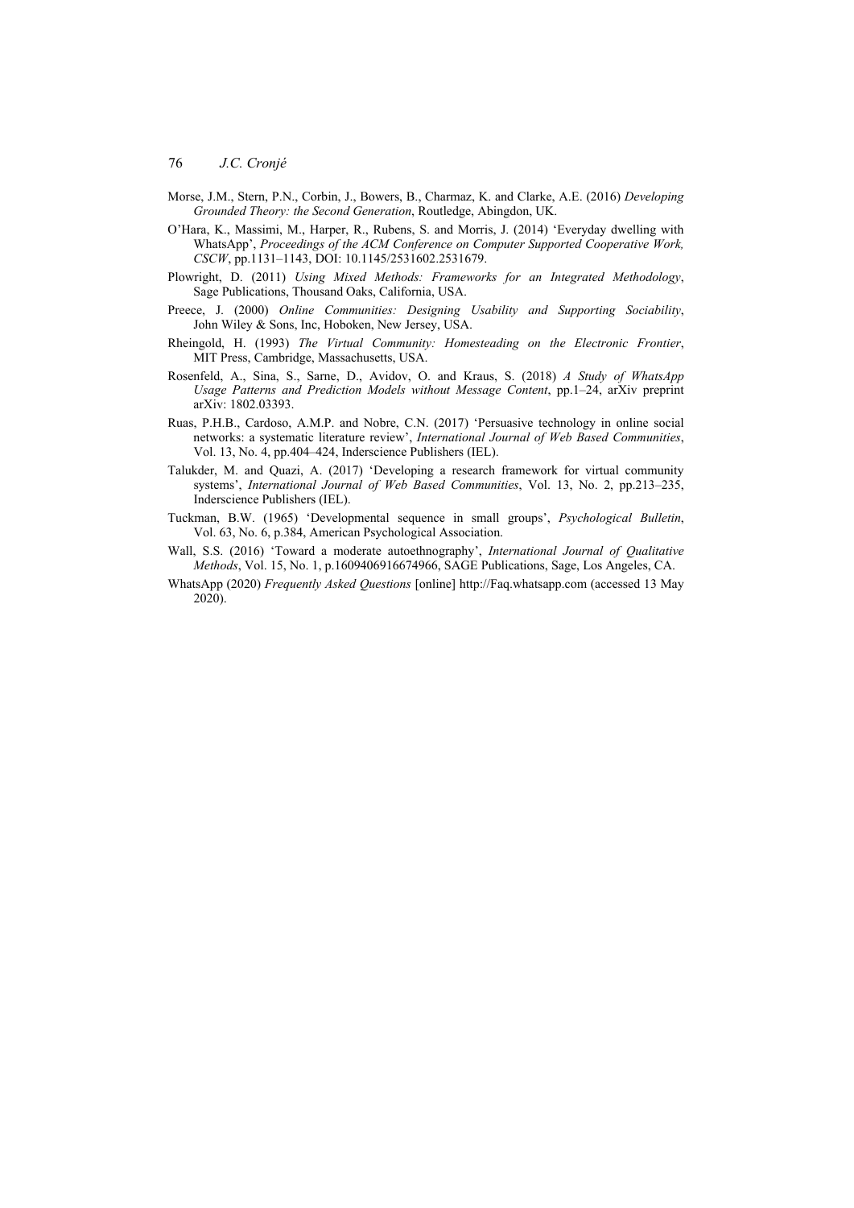Morse, J.M., Stern, P.N., Corbin, J., Bowers, B., Charmaz, K. and Clarke, A.E. (2016) *Developing Grounded Theory: the Second Generation*, Routledge, Abingdon, UK.

O'Hara, K., Massimi, M., Harper, R., Rubens, S. and Morris, J. (2014) 'Everyday dwelling with WhatsApp', *Proceedings of the ACM Conference on Computer Supported Cooperative Work, CSCW*, pp.1131–1143, DOI: 10.1145/2531602.2531679.

Plowright, D. (2011) *Using Mixed Methods: Frameworks for an Integrated Methodology*, Sage Publications, Thousand Oaks, California, USA.

Preece, J. (2000) *Online Communities: Designing Usability and Supporting Sociability*, John Wiley & Sons, Inc, Hoboken, New Jersey, USA.

Rheingold, H. (1993) *The Virtual Community: Homesteading on the Electronic Frontier*, MIT Press, Cambridge, Massachusetts, USA.

Rosenfeld, A., Sina, S., Sarne, D., Avidov, O. and Kraus, S. (2018) *A Study of WhatsApp Usage Patterns and Prediction Models without Message Content*, pp.1–24, arXiv preprint arXiv: 1802.03393.

Ruas, P.H.B., Cardoso, A.M.P. and Nobre, C.N. (2017) 'Persuasive technology in online social networks: a systematic literature review', *International Journal of Web Based Communities*, Vol. 13, No. 4, pp.404–424, Inderscience Publishers (IEL).

Talukder, M. and Quazi, A. (2017) 'Developing a research framework for virtual community systems', *International Journal of Web Based Communities*, Vol. 13, No. 2, pp.213–235, Inderscience Publishers (IEL).

Tuckman, B.W. (1965) 'Developmental sequence in small groups', *Psychological Bulletin*, Vol. 63, No. 6, p.384, American Psychological Association.

Wall, S.S. (2016) 'Toward a moderate autoethnography', *International Journal of Qualitative Methods*, Vol. 15, No. 1, p.1609406916674966, SAGE Publications, Sage, Los Angeles, CA.

WhatsApp (2020) *Frequently Asked Questions* [online] http://Faq.whatsapp.com (accessed 13 May 2020).